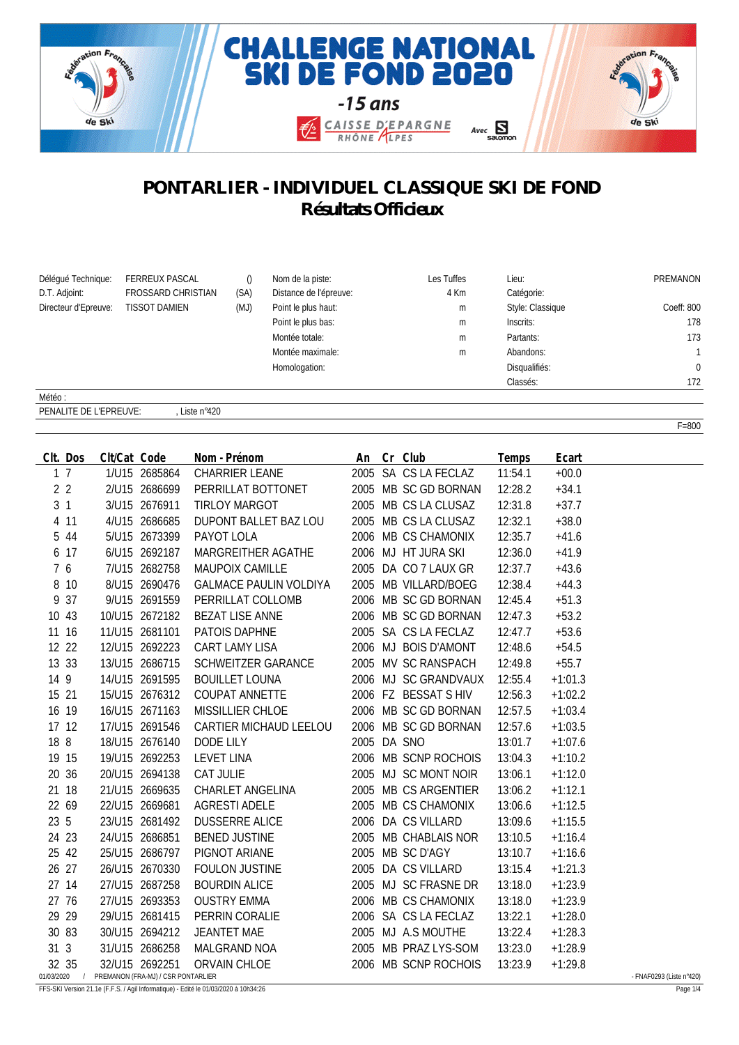# CHALLENGE NATIONAL SKI DE FOND 2020

## -15 ans

CAISSE D'EPARGNE RHÔNE ALPES — Avec SALOMON

# PONTARLIER - INDIVIDUEL CLASSIQUE SKI DE FOND

## Résultats Officieux

| | | | | | | |
|---|---|---|---|---|---|---|
| Délégué Technique: | FERREUX PASCAL | () | Nom de la piste: | Les Tuffes | Lieu: | PREMANON |
| D.T. Adjoint: | FROSSARD CHRISTIAN | (SA) | Distance de l'épreuve: | 4 Km | Catégorie: | |
| Directeur d'Epreuve: | TISSOT DAMIEN | (MJ) | Point le plus haut: | m | Style: Classique | Coeff: 800 |
| | | | Point le plus bas: | m | Inscrits: | 178 |
| | | | Montée totale: | m | Partants: | 173 |
| | | | Montée maximale: | m | Abandons: | 1 |
| | | | Homologation: | | Disqualifiés: | 0 |
| | | | | | Classés: | 172 |

Météo :

PENALITE DE L'EPREUVE: , Liste n°420

F=800

| Clt. | Dos | Clt/Cat | Code | Nom - Prénom | An | Cr | Club | Temps | Ecart |
|---|---|---|---|---|---|---|---|---|---|
| 1 | 7 | 1/U15 | 2685864 | CHARRIER LEANE | 2005 | SA | CS LA FECLAZ | 11:54.1 | +00.0 |
| 2 | 2 | 2/U15 | 2686699 | PERRILLAT BOTTONET | 2005 | MB | SC GD BORNAN | 12:28.2 | +34.1 |
| 3 | 1 | 3/U15 | 2676911 | TIRLOY MARGOT | 2005 | MB | CS LA CLUSAZ | 12:31.8 | +37.7 |
| 4 | 11 | 4/U15 | 2686685 | DUPONT BALLET BAZ LOU | 2005 | MB | CS LA CLUSAZ | 12:32.1 | +38.0 |
| 5 | 44 | 5/U15 | 2673399 | PAYOT LOLA | 2006 | MB | CS CHAMONIX | 12:35.7 | +41.6 |
| 6 | 17 | 6/U15 | 2692187 | MARGREITHER AGATHE | 2006 | MJ | HT JURA SKI | 12:36.0 | +41.9 |
| 7 | 6 | 7/U15 | 2682758 | MAUPOIX CAMILLE | 2005 | DA | CO 7 LAUX GR | 12:37.7 | +43.6 |
| 8 | 10 | 8/U15 | 2690476 | GALMACE PAULIN VOLDIYA | 2005 | MB | VILLARD/BOEG | 12:38.4 | +44.3 |
| 9 | 37 | 9/U15 | 2691559 | PERRILLAT COLLOMB | 2006 | MB | SC GD BORNAN | 12:45.4 | +51.3 |
| 10 | 43 | 10/U15 | 2672182 | BEZAT LISE ANNE | 2006 | MB | SC GD BORNAN | 12:47.3 | +53.2 |
| 11 | 16 | 11/U15 | 2681101 | PATOIS DAPHNE | 2005 | SA | CS LA FECLAZ | 12:47.7 | +53.6 |
| 12 | 22 | 12/U15 | 2692223 | CART LAMY LISA | 2006 | MJ | BOIS D'AMONT | 12:48.6 | +54.5 |
| 13 | 33 | 13/U15 | 2686715 | SCHWEITZER GARANCE | 2005 | MV | SC RANSPACH | 12:49.8 | +55.7 |
| 14 | 9 | 14/U15 | 2691595 | BOUILLET LOUNA | 2006 | MJ | SC GRANDVAUX | 12:55.4 | +1:01.3 |
| 15 | 21 | 15/U15 | 2676312 | COUPAT ANNETTE | 2006 | FZ | BESSAT S HIV | 12:56.3 | +1:02.2 |
| 16 | 19 | 16/U15 | 2671163 | MISSILLIER CHLOE | 2006 | MB | SC GD BORNAN | 12:57.5 | +1:03.4 |
| 17 | 12 | 17/U15 | 2691546 | CARTIER MICHAUD LEELOU | 2006 | MB | SC GD BORNAN | 12:57.6 | +1:03.5 |
| 18 | 8 | 18/U15 | 2676140 | DODE LILY | 2005 | DA | SNO | 13:01.7 | +1:07.6 |
| 19 | 15 | 19/U15 | 2692253 | LEVET LINA | 2006 | MB | SCNP ROCHOIS | 13:04.3 | +1:10.2 |
| 20 | 36 | 20/U15 | 2694138 | CAT JULIE | 2005 | MJ | SC MONT NOIR | 13:06.1 | +1:12.0 |
| 21 | 18 | 21/U15 | 2669635 | CHARLET ANGELINA | 2005 | MB | CS ARGENTIER | 13:06.2 | +1:12.1 |
| 22 | 69 | 22/U15 | 2669681 | AGRESTI ADELE | 2005 | MB | CS CHAMONIX | 13:06.6 | +1:12.5 |
| 23 | 5 | 23/U15 | 2681492 | DUSSERRE ALICE | 2006 | DA | CS VILLARD | 13:09.6 | +1:15.5 |
| 24 | 23 | 24/U15 | 2686851 | BENED JUSTINE | 2005 | MB | CHABLAIS NOR | 13:10.5 | +1:16.4 |
| 25 | 42 | 25/U15 | 2686797 | PIGNOT ARIANE | 2005 | MB | SC D'AGY | 13:10.7 | +1:16.6 |
| 26 | 27 | 26/U15 | 2670330 | FOULON JUSTINE | 2005 | DA | CS VILLARD | 13:15.4 | +1:21.3 |
| 27 | 14 | 27/U15 | 2687258 | BOURDIN ALICE | 2005 | MJ | SC FRASNE DR | 13:18.0 | +1:23.9 |
| 27 | 76 | 27/U15 | 2693353 | OUSTRY EMMA | 2006 | MB | CS CHAMONIX | 13:18.0 | +1:23.9 |
| 29 | 29 | 29/U15 | 2681415 | PERRIN CORALIE | 2006 | SA | CS LA FECLAZ | 13:22.1 | +1:28.0 |
| 30 | 83 | 30/U15 | 2694212 | JEANTET MAE | 2005 | MJ | A.S MOUTHE | 13:22.4 | +1:28.3 |
| 31 | 3 | 31/U15 | 2686258 | MALGRAND NOA | 2005 | MB | PRAZ LYS-SOM | 13:23.0 | +1:28.9 |
| 32 | 35 | 32/U15 | 2692251 | ORVAIN CHLOE | 2006 | MB | SCNP ROCHOIS | 13:23.9 | +1:29.8 |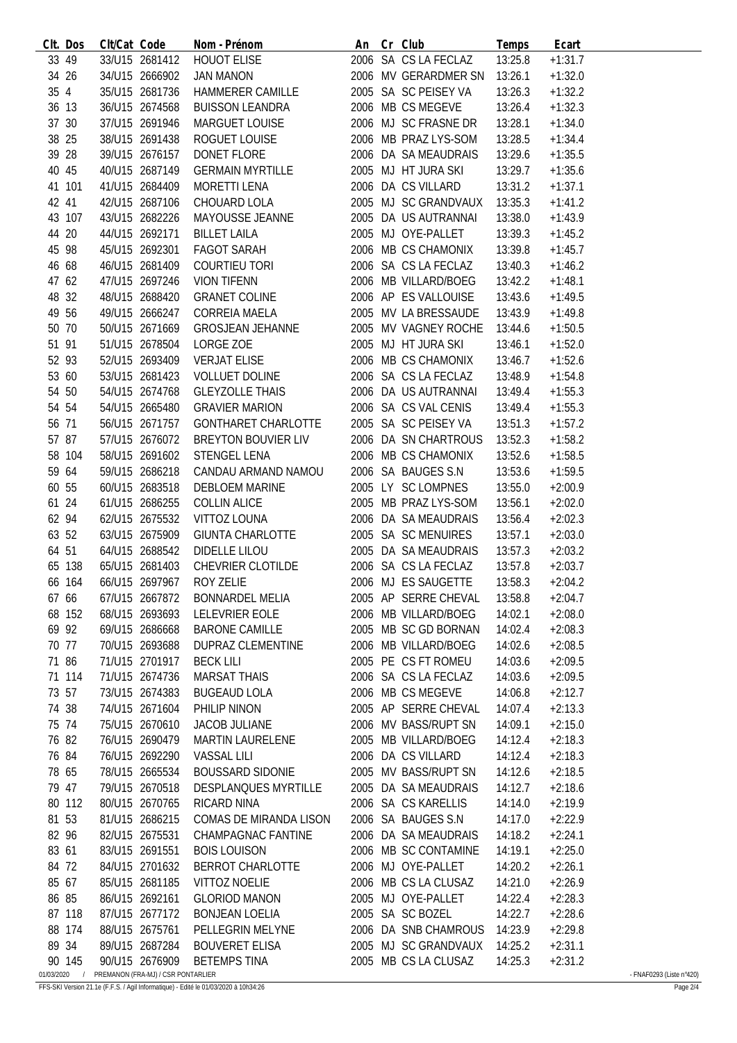| Clt. | Dos | Clt/Cat | Code | Nom - Prénom | An | Cr | Club | Temps | Ecart |
|---|---|---|---|---|---|---|---|---|---|
| 33 | 49 | 33/U15 | 2681412 | HOUOT ELISE | 2006 | SA | CS LA FECLAZ | 13:25.8 | +1:31.7 |
| 34 | 26 | 34/U15 | 2666902 | JAN MANON | 2006 | MV | GERARDMER SN | 13:26.1 | +1:32.0 |
| 35 | 4 | 35/U15 | 2681736 | HAMMERER CAMILLE | 2005 | SA | SC PEISEY VA | 13:26.3 | +1:32.2 |
| 36 | 13 | 36/U15 | 2674568 | BUISSON LEANDRA | 2006 | MB | CS MEGEVE | 13:26.4 | +1:32.3 |
| 37 | 30 | 37/U15 | 2691946 | MARGUET LOUISE | 2006 | MJ | SC FRASNE DR | 13:28.1 | +1:34.0 |
| 38 | 25 | 38/U15 | 2691438 | ROGUET LOUISE | 2006 | MB | PRAZ LYS-SOM | 13:28.5 | +1:34.4 |
| 39 | 28 | 39/U15 | 2676157 | DONET FLORE | 2006 | DA | SA MEAUDRAIS | 13:29.6 | +1:35.5 |
| 40 | 45 | 40/U15 | 2687149 | GERMAIN MYRTILLE | 2005 | MJ | HT JURA SKI | 13:29.7 | +1:35.6 |
| 41 | 101 | 41/U15 | 2684409 | MORETTI LENA | 2006 | DA | CS VILLARD | 13:31.2 | +1:37.1 |
| 42 | 41 | 42/U15 | 2687106 | CHOUARD LOLA | 2005 | MJ | SC GRANDVAUX | 13:35.3 | +1:41.2 |
| 43 | 107 | 43/U15 | 2682226 | MAYOUSSE JEANNE | 2005 | DA | US AUTRANNAI | 13:38.0 | +1:43.9 |
| 44 | 20 | 44/U15 | 2692171 | BILLET LAILA | 2005 | MJ | OYE-PALLET | 13:39.3 | +1:45.2 |
| 45 | 98 | 45/U15 | 2692301 | FAGOT SARAH | 2006 | MB | CS CHAMONIX | 13:39.8 | +1:45.7 |
| 46 | 68 | 46/U15 | 2681409 | COURTIEU TORI | 2006 | SA | CS LA FECLAZ | 13:40.3 | +1:46.2 |
| 47 | 62 | 47/U15 | 2697246 | VION TIFENN | 2006 | MB | VILLARD/BOEG | 13:42.2 | +1:48.1 |
| 48 | 32 | 48/U15 | 2688420 | GRANET COLINE | 2006 | AP | ES VALLOUISE | 13:43.6 | +1:49.5 |
| 49 | 56 | 49/U15 | 2666247 | CORREIA MAELA | 2005 | MV | LA BRESSAUDE | 13:43.9 | +1:49.8 |
| 50 | 70 | 50/U15 | 2671669 | GROSJEAN JEHANNE | 2005 | MV | VAGNEY ROCHE | 13:44.6 | +1:50.5 |
| 51 | 91 | 51/U15 | 2678504 | LORGE ZOE | 2005 | MJ | HT JURA SKI | 13:46.1 | +1:52.0 |
| 52 | 93 | 52/U15 | 2693409 | VERJAT ELISE | 2006 | MB | CS CHAMONIX | 13:46.7 | +1:52.6 |
| 53 | 60 | 53/U15 | 2681423 | VOLLUET DOLINE | 2006 | SA | CS LA FECLAZ | 13:48.9 | +1:54.8 |
| 54 | 50 | 54/U15 | 2674768 | GLEYZOLLE THAIS | 2006 | DA | US AUTRANNAI | 13:49.4 | +1:55.3 |
| 54 | 54 | 54/U15 | 2665480 | GRAVIER MARION | 2006 | SA | CS VAL CENIS | 13:49.4 | +1:55.3 |
| 56 | 71 | 56/U15 | 2671757 | GONTHARET CHARLOTTE | 2005 | SA | SC PEISEY VA | 13:51.3 | +1:57.2 |
| 57 | 87 | 57/U15 | 2676072 | BREYTON BOUVIER LIV | 2006 | DA | SN CHARTROUS | 13:52.3 | +1:58.2 |
| 58 | 104 | 58/U15 | 2691602 | STENGEL LENA | 2006 | MB | CS CHAMONIX | 13:52.6 | +1:58.5 |
| 59 | 64 | 59/U15 | 2686218 | CANDAU ARMAND NAMOU | 2006 | SA | BAUGES S.N | 13:53.6 | +1:59.5 |
| 60 | 55 | 60/U15 | 2683518 | DEBLOEM MARINE | 2005 | LY | SC LOMPNES | 13:55.0 | +2:00.9 |
| 61 | 24 | 61/U15 | 2686255 | COLLIN ALICE | 2005 | MB | PRAZ LYS-SOM | 13:56.1 | +2:02.0 |
| 62 | 94 | 62/U15 | 2675532 | VITTOZ LOUNA | 2006 | DA | SA MEAUDRAIS | 13:56.4 | +2:02.3 |
| 63 | 52 | 63/U15 | 2675909 | GIUNTA CHARLOTTE | 2005 | SA | SC MENUIRES | 13:57.1 | +2:03.0 |
| 64 | 51 | 64/U15 | 2688542 | DIDELLE LILOU | 2005 | DA | SA MEAUDRAIS | 13:57.3 | +2:03.2 |
| 65 | 138 | 65/U15 | 2681403 | CHEVRIER CLOTILDE | 2006 | SA | CS LA FECLAZ | 13:57.8 | +2:03.7 |
| 66 | 164 | 66/U15 | 2697967 | ROY ZELIE | 2006 | MJ | ES SAUGETTE | 13:58.3 | +2:04.2 |
| 67 | 66 | 67/U15 | 2667872 | BONNARDEL MELIA | 2005 | AP | SERRE CHEVAL | 13:58.8 | +2:04.7 |
| 68 | 152 | 68/U15 | 2693693 | LELEVRIER EOLE | 2006 | MB | VILLARD/BOEG | 14:02.1 | +2:08.0 |
| 69 | 92 | 69/U15 | 2686668 | BARONE CAMILLE | 2005 | MB | SC GD BORNAN | 14:02.4 | +2:08.3 |
| 70 | 77 | 70/U15 | 2693688 | DUPRAZ CLEMENTINE | 2006 | MB | VILLARD/BOEG | 14:02.6 | +2:08.5 |
| 71 | 86 | 71/U15 | 2701917 | BECK LILI | 2005 | PE | CS FT ROMEU | 14:03.6 | +2:09.5 |
| 71 | 114 | 71/U15 | 2674736 | MARSAT THAIS | 2006 | SA | CS LA FECLAZ | 14:03.6 | +2:09.5 |
| 73 | 57 | 73/U15 | 2674383 | BUGEAUD LOLA | 2006 | MB | CS MEGEVE | 14:06.8 | +2:12.7 |
| 74 | 38 | 74/U15 | 2671604 | PHILIP NINON | 2005 | AP | SERRE CHEVAL | 14:07.4 | +2:13.3 |
| 75 | 74 | 75/U15 | 2670610 | JACOB JULIANE | 2006 | MV | BASS/RUPT SN | 14:09.1 | +2:15.0 |
| 76 | 82 | 76/U15 | 2690479 | MARTIN LAURELENE | 2005 | MB | VILLARD/BOEG | 14:12.4 | +2:18.3 |
| 76 | 84 | 76/U15 | 2692290 | VASSAL LILI | 2006 | DA | CS VILLARD | 14:12.4 | +2:18.3 |
| 78 | 65 | 78/U15 | 2665534 | BOUSSARD SIDONIE | 2005 | MV | BASS/RUPT SN | 14:12.6 | +2:18.5 |
| 79 | 47 | 79/U15 | 2670518 | DESPLANQUES MYRTILLE | 2005 | DA | SA MEAUDRAIS | 14:12.7 | +2:18.6 |
| 80 | 112 | 80/U15 | 2670765 | RICARD NINA | 2006 | SA | CS KARELLIS | 14:14.0 | +2:19.9 |
| 81 | 53 | 81/U15 | 2686215 | COMAS DE MIRANDA LISON | 2006 | SA | BAUGES S.N | 14:17.0 | +2:22.9 |
| 82 | 96 | 82/U15 | 2675531 | CHAMPAGNAC FANTINE | 2006 | DA | SA MEAUDRAIS | 14:18.2 | +2:24.1 |
| 83 | 61 | 83/U15 | 2691551 | BOIS LOUISON | 2006 | MB | SC CONTAMINE | 14:19.1 | +2:25.0 |
| 84 | 72 | 84/U15 | 2701632 | BERROT CHARLOTTE | 2006 | MJ | OYE-PALLET | 14:20.2 | +2:26.1 |
| 85 | 67 | 85/U15 | 2681185 | VITTOZ NOELIE | 2006 | MB | CS LA CLUSAZ | 14:21.0 | +2:26.9 |
| 86 | 85 | 86/U15 | 2692161 | GLORIOD MANON | 2005 | MJ | OYE-PALLET | 14:22.4 | +2:28.3 |
| 87 | 118 | 87/U15 | 2677172 | BONJEAN LOELIA | 2005 | SA | SC BOZEL | 14:22.7 | +2:28.6 |
| 88 | 174 | 88/U15 | 2675761 | PELLEGRIN MELYNE | 2006 | DA | SNB CHAMROUS | 14:23.9 | +2:29.8 |
| 89 | 34 | 89/U15 | 2687284 | BOUVERET ELISA | 2005 | MJ | SC GRANDVAUX | 14:25.2 | +2:31.1 |
| 90 | 145 | 90/U15 | 2676909 | BETEMPS TINA | 2005 | MB | CS LA CLUSAZ | 14:25.3 | +2:31.2 |

01/03/2020 / PREMANON (FRA-MJ) / CSR PONTARLIER - FNAF0293 (Liste n°420)

FFS-SKI Version 21.1e (F.F.S. / Agil Informatique) - Edité le 01/03/2020 à 10h34:26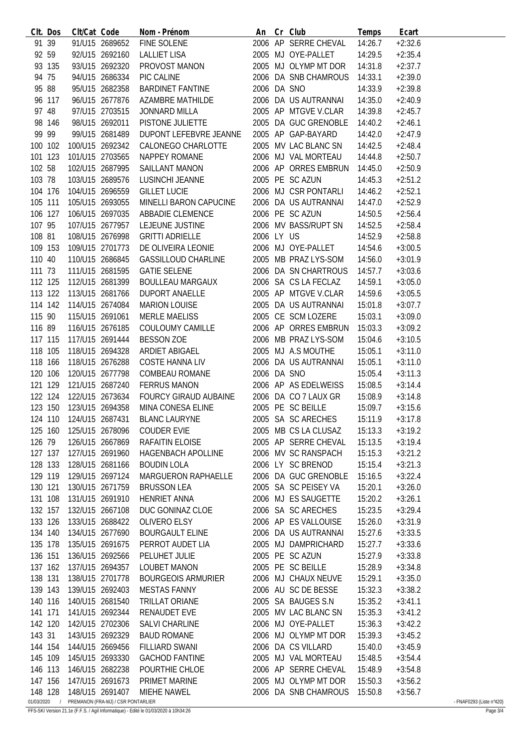| Clt. | Dos | Clt/Cat | Code | Nom - Prénom | An | Cr | Club | Temps | Ecart |
|---|---|---|---|---|---|---|---|---|---|
| 91 | 39 | 91/U15 | 2689652 | FINE SOLENE | 2006 | AP | SERRE CHEVAL | 14:26.7 | +2:32.6 |
| 92 | 59 | 92/U15 | 2692160 | LALLIET LISA | 2005 | MJ | OYE-PALLET | 14:29.5 | +2:35.4 |
| 93 | 135 | 93/U15 | 2692320 | PROVOST MANON | 2005 | MJ | OLYMP MT DOR | 14:31.8 | +2:37.7 |
| 94 | 75 | 94/U15 | 2686334 | PIC CALINE | 2006 | DA | SNB CHAMROUS | 14:33.1 | +2:39.0 |
| 95 | 88 | 95/U15 | 2682358 | BARDINET FANTINE | 2006 | DA | SNO | 14:33.9 | +2:39.8 |
| 96 | 117 | 96/U15 | 2677876 | AZAMBRE MATHILDE | 2006 | DA | US AUTRANNAI | 14:35.0 | +2:40.9 |
| 97 | 48 | 97/U15 | 2703515 | JONNARD MILLA | 2005 | AP | MTGVE V.CLAR | 14:39.8 | +2:45.7 |
| 98 | 146 | 98/U15 | 2692011 | PISTONE JULIETTE | 2005 | DA | GUC GRENOBLE | 14:40.2 | +2:46.1 |
| 99 | 99 | 99/U15 | 2681489 | DUPONT LEFEBVRE JEANNE | 2005 | AP | GAP-BAYARD | 14:42.0 | +2:47.9 |
| 100 | 102 | 100/U15 | 2692342 | CALONEGO CHARLOTTE | 2005 | MV | LAC BLANC SN | 14:42.5 | +2:48.4 |
| 101 | 123 | 101/U15 | 2703565 | NAPPEY ROMANE | 2006 | MJ | VAL MORTEAU | 14:44.8 | +2:50.7 |
| 102 | 58 | 102/U15 | 2687995 | SAILLANT MANON | 2006 | AP | ORRES EMBRUN | 14:45.0 | +2:50.9 |
| 103 | 78 | 103/U15 | 2689576 | LUSINCHI JEANNE | 2005 | PE | SC AZUN | 14:45.3 | +2:51.2 |
| 104 | 176 | 104/U15 | 2696559 | GILLET LUCIE | 2006 | MJ | CSR PONTARLI | 14:46.2 | +2:52.1 |
| 105 | 111 | 105/U15 | 2693055 | MINELLI BARON CAPUCINE | 2006 | DA | US AUTRANNAI | 14:47.0 | +2:52.9 |
| 106 | 127 | 106/U15 | 2697035 | ABBADIE CLEMENCE | 2006 | PE | SC AZUN | 14:50.5 | +2:56.4 |
| 107 | 95 | 107/U15 | 2677957 | LEJEUNE JUSTINE | 2006 | MV | BASS/RUPT SN | 14:52.5 | +2:58.4 |
| 108 | 81 | 108/U15 | 2676998 | GRITTI ADRIELLE | 2006 | LY | US | 14:52.9 | +2:58.8 |
| 109 | 153 | 109/U15 | 2701773 | DE OLIVEIRA LEONIE | 2006 | MJ | OYE-PALLET | 14:54.6 | +3:00.5 |
| 110 | 40 | 110/U15 | 2686845 | GASSILLOUD CHARLINE | 2005 | MB | PRAZ LYS-SOM | 14:56.0 | +3:01.9 |
| 111 | 73 | 111/U15 | 2681595 | GATIE SELENE | 2006 | DA | SN CHARTROUS | 14:57.7 | +3:03.6 |
| 112 | 125 | 112/U15 | 2681399 | BOULLEAU MARGAUX | 2006 | SA | CS LA FECLAZ | 14:59.1 | +3:05.0 |
| 113 | 122 | 113/U15 | 2681766 | DUPORT ANAELLE | 2005 | AP | MTGVE V.CLAR | 14:59.6 | +3:05.5 |
| 114 | 142 | 114/U15 | 2674084 | MARION LOUISE | 2005 | DA | US AUTRANNAI | 15:01.8 | +3:07.7 |
| 115 | 90 | 115/U15 | 2691061 | MERLE MAELISS | 2005 | CE | SCM LOZERE | 15:03.1 | +3:09.0 |
| 116 | 89 | 116/U15 | 2676185 | COULOUMY CAMILLE | 2006 | AP | ORRES EMBRUN | 15:03.3 | +3:09.2 |
| 117 | 115 | 117/U15 | 2691444 | BESSON ZOE | 2006 | MB | PRAZ LYS-SOM | 15:04.6 | +3:10.5 |
| 118 | 105 | 118/U15 | 2694328 | ARDIET ABIGAEL | 2005 | MJ | A.S MOUTHE | 15:05.1 | +3:11.0 |
| 118 | 166 | 118/U15 | 2676288 | COSTE HANNA LIV | 2006 | DA | US AUTRANNAI | 15:05.1 | +3:11.0 |
| 120 | 106 | 120/U15 | 2677798 | COMBEAU ROMANE | 2006 | DA | SNO | 15:05.4 | +3:11.3 |
| 121 | 129 | 121/U15 | 2687240 | FERRUS MANON | 2006 | AP | AS EDELWEISS | 15:08.5 | +3:14.4 |
| 122 | 124 | 122/U15 | 2673634 | FOURCY GIRAUD AUBAINE | 2006 | DA | CO 7 LAUX GR | 15:08.9 | +3:14.8 |
| 123 | 150 | 123/U15 | 2694358 | MINA CONESA ELINE | 2005 | PE | SC BEILLE | 15:09.7 | +3:15.6 |
| 124 | 110 | 124/U15 | 2687431 | BLANC LAURYNE | 2005 | SA | SC ARECHES | 15:11.9 | +3:17.8 |
| 125 | 160 | 125/U15 | 2678096 | COUDER EVIE | 2005 | MB | CS LA CLUSAZ | 15:13.3 | +3:19.2 |
| 126 | 79 | 126/U15 | 2667869 | RAFAITIN ELOISE | 2005 | AP | SERRE CHEVAL | 15:13.5 | +3:19.4 |
| 127 | 137 | 127/U15 | 2691960 | HAGENBACH APOLLINE | 2006 | MV | SC RANSPACH | 15:15.3 | +3:21.2 |
| 128 | 133 | 128/U15 | 2681166 | BOUDIN LOLA | 2006 | LY | SC BRENOD | 15:15.4 | +3:21.3 |
| 129 | 119 | 129/U15 | 2697124 | MARGUERON RAPHAELLE | 2006 | DA | GUC GRENOBLE | 15:16.5 | +3:22.4 |
| 130 | 121 | 130/U15 | 2671759 | BRUSSON LEA | 2005 | SA | SC PEISEY VA | 15:20.1 | +3:26.0 |
| 131 | 108 | 131/U15 | 2691910 | HENRIET ANNA | 2006 | MJ | ES SAUGETTE | 15:20.2 | +3:26.1 |
| 132 | 157 | 132/U15 | 2667108 | DUC GONINAZ CLOE | 2006 | SA | SC ARECHES | 15:23.5 | +3:29.4 |
| 133 | 126 | 133/U15 | 2688422 | OLIVERO ELSY | 2006 | AP | ES VALLOUISE | 15:26.0 | +3:31.9 |
| 134 | 140 | 134/U15 | 2677690 | BOURGAULT ELINE | 2006 | DA | US AUTRANNAI | 15:27.6 | +3:33.5 |
| 135 | 178 | 135/U15 | 2691675 | PERROT AUDET LIA | 2005 | MJ | DAMPRICHARD | 15:27.7 | +3:33.6 |
| 136 | 151 | 136/U15 | 2692566 | PELUHET JULIE | 2005 | PE | SC AZUN | 15:27.9 | +3:33.8 |
| 137 | 162 | 137/U15 | 2694357 | LOUBET MANON | 2005 | PE | SC BEILLE | 15:28.9 | +3:34.8 |
| 138 | 131 | 138/U15 | 2701778 | BOURGEOIS ARMURIER | 2006 | MJ | CHAUX NEUVE | 15:29.1 | +3:35.0 |
| 139 | 143 | 139/U15 | 2692403 | MESTAS FANNY | 2006 | AU | SC DE BESSE | 15:32.3 | +3:38.2 |
| 140 | 116 | 140/U15 | 2681540 | TRILLAT ORIANE | 2005 | SA | BAUGES S.N | 15:35.2 | +3:41.1 |
| 141 | 171 | 141/U15 | 2692344 | RENAUDET EVE | 2005 | MV | LAC BLANC SN | 15:35.3 | +3:41.2 |
| 142 | 120 | 142/U15 | 2702306 | SALVI CHARLINE | 2006 | MJ | OYE-PALLET | 15:36.3 | +3:42.2 |
| 143 | 31 | 143/U15 | 2692329 | BAUD ROMANE | 2006 | MJ | OLYMP MT DOR | 15:39.3 | +3:45.2 |
| 144 | 154 | 144/U15 | 2669456 | FILLIARD SWANI | 2006 | DA | CS VILLARD | 15:40.0 | +3:45.9 |
| 145 | 109 | 145/U15 | 2693330 | GACHOD FANTINE | 2005 | MJ | VAL MORTEAU | 15:48.5 | +3:54.4 |
| 146 | 113 | 146/U15 | 2682238 | POURTHIE CHLOE | 2006 | AP | SERRE CHEVAL | 15:48.9 | +3:54.8 |
| 147 | 156 | 147/U15 | 2691673 | PRIMET MARINE | 2005 | MJ | OLYMP MT DOR | 15:50.3 | +3:56.2 |
| 148 | 128 | 148/U15 | 2691407 | MIEHE NAWEL | 2006 | DA | SNB CHAMROUS | 15:50.8 | +3:56.7 |

01/03/2020 / PREMANON (FRA-MJ) / CSR PONTARLIER - FNAF0293 (Liste n°420)

FFS-SKI Version 21.1e (F.F.S. / Agil Informatique) - Edité le 01/03/2020 à 10h34:26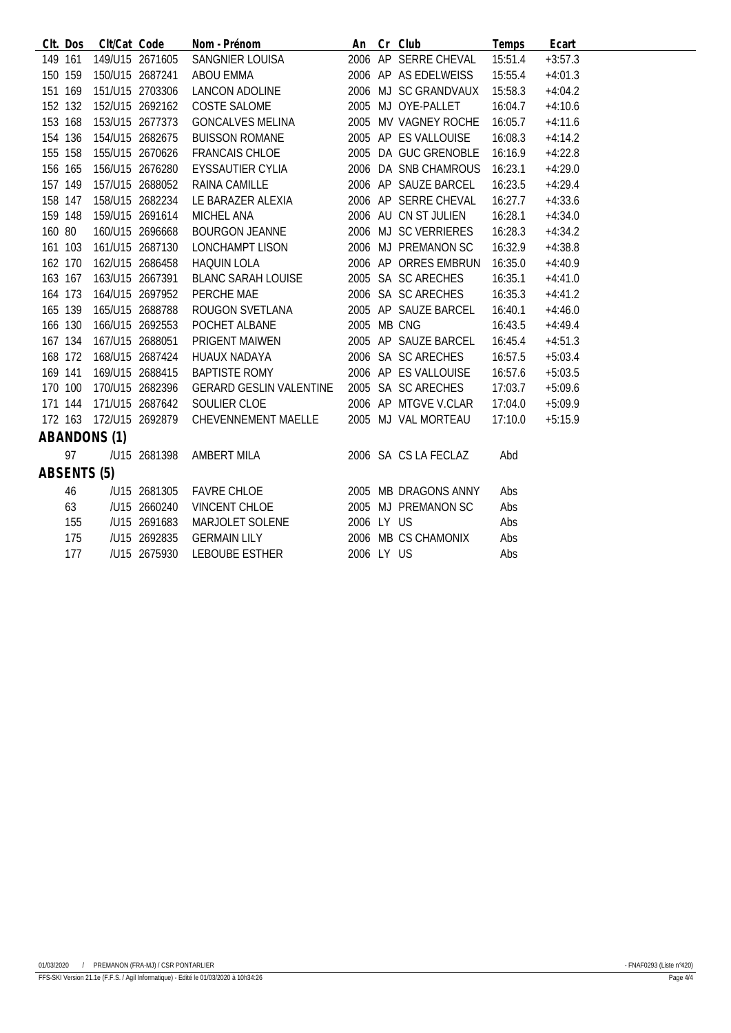| Clt. | Dos | Clt/Cat | Code | Nom - Prénom | An | Cr | Club | Temps | Ecart |
|---|---|---|---|---|---|---|---|---|---|
| 149 | 161 | 149/U15 | 2671605 | SANGNIER LOUISA | 2006 | AP | SERRE CHEVAL | 15:51.4 | +3:57.3 |
| 150 | 159 | 150/U15 | 2687241 | ABOU EMMA | 2006 | AP | AS EDELWEISS | 15:55.4 | +4:01.3 |
| 151 | 169 | 151/U15 | 2703306 | LANCON ADOLINE | 2006 | MJ | SC GRANDVAUX | 15:58.3 | +4:04.2 |
| 152 | 132 | 152/U15 | 2692162 | COSTE SALOME | 2005 | MJ | OYE-PALLET | 16:04.7 | +4:10.6 |
| 153 | 168 | 153/U15 | 2677373 | GONCALVES MELINA | 2005 | MV | VAGNEY ROCHE | 16:05.7 | +4:11.6 |
| 154 | 136 | 154/U15 | 2682675 | BUISSON ROMANE | 2005 | AP | ES VALLOUISE | 16:08.3 | +4:14.2 |
| 155 | 158 | 155/U15 | 2670626 | FRANCAIS CHLOE | 2005 | DA | GUC GRENOBLE | 16:16.9 | +4:22.8 |
| 156 | 165 | 156/U15 | 2676280 | EYSSAUTIER CYLIA | 2006 | DA | SNB CHAMROUS | 16:23.1 | +4:29.0 |
| 157 | 149 | 157/U15 | 2688052 | RAINA CAMILLE | 2006 | AP | SAUZE BARCEL | 16:23.5 | +4:29.4 |
| 158 | 147 | 158/U15 | 2682234 | LE BARAZER ALEXIA | 2006 | AP | SERRE CHEVAL | 16:27.7 | +4:33.6 |
| 159 | 148 | 159/U15 | 2691614 | MICHEL ANA | 2006 | AU | CN ST JULIEN | 16:28.1 | +4:34.0 |
| 160 | 80 | 160/U15 | 2696668 | BOURGON JEANNE | 2006 | MJ | SC VERRIERES | 16:28.3 | +4:34.2 |
| 161 | 103 | 161/U15 | 2687130 | LONCHAMPT LISON | 2006 | MJ | PREMANON SC | 16:32.9 | +4:38.8 |
| 162 | 170 | 162/U15 | 2686458 | HAQUIN LOLA | 2006 | AP | ORRES EMBRUN | 16:35.0 | +4:40.9 |
| 163 | 167 | 163/U15 | 2667391 | BLANC SARAH LOUISE | 2005 | SA | SC ARECHES | 16:35.1 | +4:41.0 |
| 164 | 173 | 164/U15 | 2697952 | PERCHE MAE | 2006 | SA | SC ARECHES | 16:35.3 | +4:41.2 |
| 165 | 139 | 165/U15 | 2688788 | ROUGON SVETLANA | 2005 | AP | SAUZE BARCEL | 16:40.1 | +4:46.0 |
| 166 | 130 | 166/U15 | 2692553 | POCHET ALBANE | 2005 | MB | CNG | 16:43.5 | +4:49.4 |
| 167 | 134 | 167/U15 | 2688051 | PRIGENT MAIWEN | 2005 | AP | SAUZE BARCEL | 16:45.4 | +4:51.3 |
| 168 | 172 | 168/U15 | 2687424 | HUAUX NADAYA | 2006 | SA | SC ARECHES | 16:57.5 | +5:03.4 |
| 169 | 141 | 169/U15 | 2688415 | BAPTISTE ROMY | 2006 | AP | ES VALLOUISE | 16:57.6 | +5:03.5 |
| 170 | 100 | 170/U15 | 2682396 | GERARD GESLIN VALENTINE | 2005 | SA | SC ARECHES | 17:03.7 | +5:09.6 |
| 171 | 144 | 171/U15 | 2687642 | SOULIER CLOE | 2006 | AP | MTGVE V.CLAR | 17:04.0 | +5:09.9 |
| 172 | 163 | 172/U15 | 2692879 | CHEVENNEMENT MAELLE | 2005 | MJ | VAL MORTEAU | 17:10.0 | +5:15.9 |

## ABANDONS (1)

| Clt. | Dos | Clt/Cat | Code | Nom - Prénom | An | Cr | Club | Temps | Ecart |
|---|---|---|---|---|---|---|---|---|---|
| | 97 | /U15 | 2681398 | AMBERT MILA | 2006 | SA | CS LA FECLAZ | Abd | |

## ABSENTS (5)

| Clt. | Dos | Clt/Cat | Code | Nom - Prénom | An | Cr | Club | Temps | Ecart |
|---|---|---|---|---|---|---|---|---|---|
| | 46 | /U15 | 2681305 | FAVRE CHLOE | 2005 | MB | DRAGONS ANNY | Abs | |
| | 63 | /U15 | 2660240 | VINCENT CHLOE | 2005 | MJ | PREMANON SC | Abs | |
| | 155 | /U15 | 2691683 | MARJOLET SOLENE | 2006 | LY | US | Abs | |
| | 175 | /U15 | 2692835 | GERMAIN LILY | 2006 | MB | CS CHAMONIX | Abs | |
| | 177 | /U15 | 2675930 | LEBOUBE ESTHER | 2006 | LY | US | Abs | |